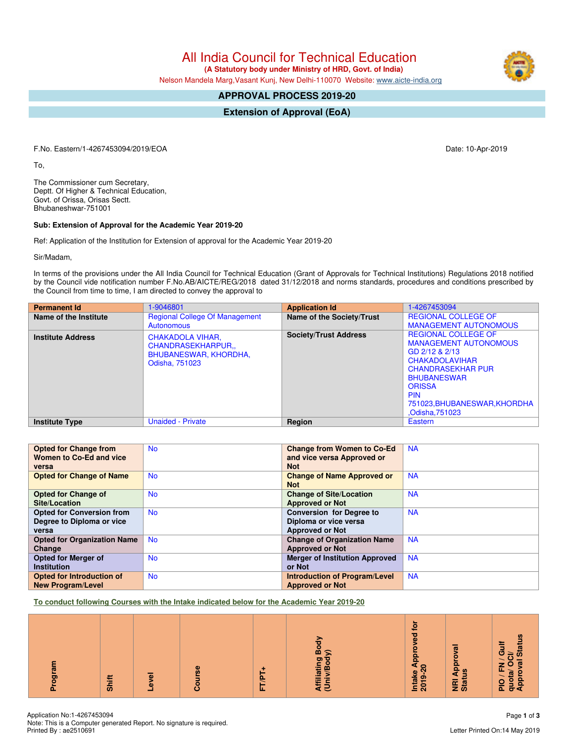# All India Council for Technical Education

**(A Statutory body under Ministry of HRD, Govt. of India)**

Nelson Mandela Marg,Vasant Kunj, New Delhi-110070 Website: www.aicte-india.org

## APPROVAL PROCESS 2019-20

## Extension of Approval (EoA)

F.No. Eastern/1-4267453094/2019/EOA

Date: 10-Apr-2019

To,

The Commissioner cum Secretary,
Deptt. Of Higher & Technical Education,
Govt. of Orissa, Orisas Sectt.
Bhubaneshwar-751001

**Sub: Extension of Approval for the Academic Year 2019-20**

Ref: Application of the Institution for Extension of approval for the Academic Year 2019-20

Sir/Madam,

In terms of the provisions under the All India Council for Technical Education (Grant of Approvals for Technical Institutions) Regulations 2018 notified by the Council vide notification number F.No.AB/AICTE/REG/2018 dated 31/12/2018 and norms standards, procedures and conditions prescribed by the Council from time to time, I am directed to convey the approval to

| **Permanent Id** | 1-9046801 | **Application Id** | 1-4267453094 |
|---|---|---|---|
| **Name of the Institute** | Regional College Of Management Autonomous | **Name of the Society/Trust** | REGIONAL COLLEGE OF MANAGEMENT AUTONOMOUS |
| **Institute Address** | CHAKADOLA VIHAR, CHANDRASEKHARPUR,, BHUBANESWAR, KHORDHA, Odisha, 751023 | **Society/Trust Address** | REGIONAL COLLEGE OF MANAGEMENT AUTONOMOUS GD 2/12 & 2/13 CHAKADOLAVIHAR CHANDRASEKHAR PUR BHUBANESWAR ORISSA PIN 751023,BHUBANESWAR,KHORDHA ,Odisha,751023 |
| **Institute Type** | Unaided - Private | **Region** | Eastern |

| **Opted for Change from Women to Co-Ed and vice versa** | No | **Change from Women to Co-Ed and vice versa Approved or Not** | NA |
|---|---|---|---|
| **Opted for Change of Name** | No | **Change of Name Approved or Not** | NA |
| **Opted for Change of Site/Location** | No | **Change of Site/Location Approved or Not** | NA |
| **Opted for Conversion from Degree to Diploma or vice versa** | No | **Conversion for Degree to Diploma or vice versa Approved or Not** | NA |
| **Opted for Organization Name Change** | No | **Change of Organization Name Approved or Not** | NA |
| **Opted for Merger of Institution** | No | **Merger of Institution Approved or Not** | NA |
| **Opted for Introduction of New Program/Level** | No | **Introduction of Program/Level Approved or Not** | NA |

**To conduct following Courses with the Intake indicated below for the Academic Year 2019-20**

| Program | Shift | Level | Course | FT/PT+ | Affiliating Body (Univ/Body) | Intake Approved for 2019-20 | NRI Approval Status | PIO / FN / Gulf quota/ OCI/ Approval Status |
|---|---|---|---|---|---|---|---|---|

Application No:1-4267453094
Note: This is a Computer generated Report. No signature is required.
Printed By : ae2510691

Letter Printed On:14 May 2019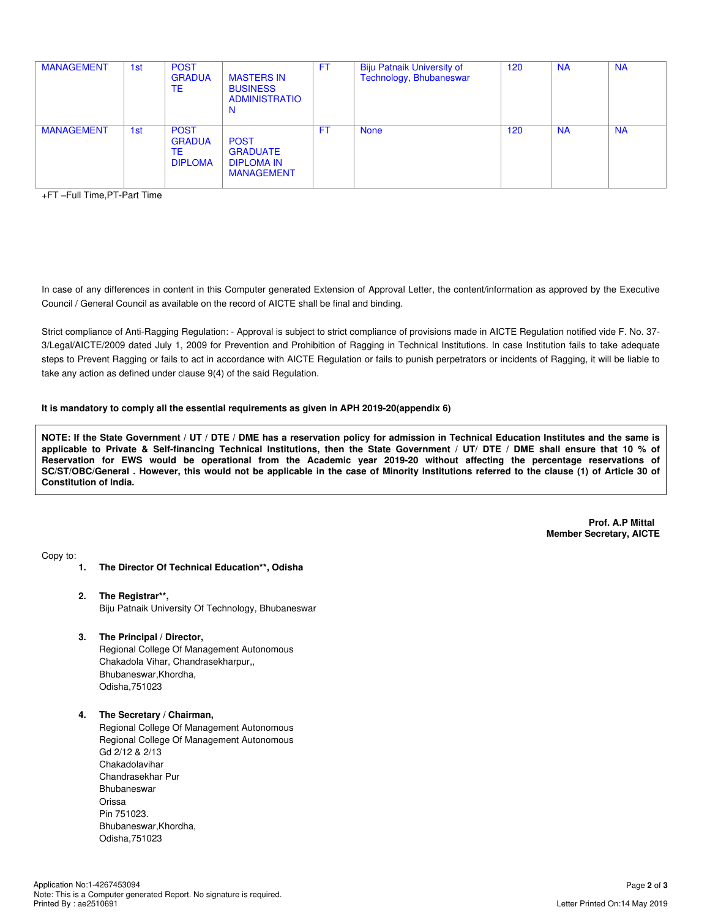| MANAGEMENT | 1st | POST GRADUATE | MASTERS IN BUSINESS ADMINISTRATION | FT | Biju Patnaik University of Technology, Bhubaneswar | 120 | NA | NA |
|---|---|---|---|---|---|---|---|---|
| MANAGEMENT | 1st | POST GRADUATE DIPLOMA | POST GRADUATE DIPLOMA IN MANAGEMENT | FT | None | 120 | NA | NA |

+FT –Full Time,PT-Part Time

In case of any differences in content in this Computer generated Extension of Approval Letter, the content/information as approved by the Executive Council / General Council as available on the record of AICTE shall be final and binding.

Strict compliance of Anti-Ragging Regulation: - Approval is subject to strict compliance of provisions made in AICTE Regulation notified vide F. No. 37-3/Legal/AICTE/2009 dated July 1, 2009 for Prevention and Prohibition of Ragging in Technical Institutions. In case Institution fails to take adequate steps to Prevent Ragging or fails to act in accordance with AICTE Regulation or fails to punish perpetrators or incidents of Ragging, it will be liable to take any action as defined under clause 9(4) of the said Regulation.

**It is mandatory to comply all the essential requirements as given in APH 2019-20(appendix 6)**

**NOTE: If the State Government / UT / DTE / DME has a reservation policy for admission in Technical Education Institutes and the same is applicable to Private & Self-financing Technical Institutions, then the State Government / UT/ DTE / DME shall ensure that 10 % of Reservation for EWS would be operational from the Academic year 2019-20 without affecting the percentage reservations of SC/ST/OBC/General . However, this would not be applicable in the case of Minority Institutions referred to the clause (1) of Article 30 of Constitution of India.**

**Prof. A.P Mittal**
**Member Secretary, AICTE**

Copy to:

1. **The Director Of Technical Education\*\*, Odisha**

2. **The Registrar\*\*,**
   Biju Patnaik University Of Technology, Bhubaneswar

3. **The Principal / Director,**
   Regional College Of Management Autonomous
   Chakadola Vihar, Chandrasekharpur,,
   Bhubaneswar,Khordha,
   Odisha,751023

4. **The Secretary / Chairman,**
   Regional College Of Management Autonomous
   Regional College Of Management Autonomous
   Gd 2/12 & 2/13
   Chakadolavihar
   Chandrasekhar Pur
   Bhubaneswar
   Orissa
   Pin 751023.
   Bhubaneswar,Khordha,
   Odisha,751023

Application No:1-4267453094
Note: This is a Computer generated Report. No signature is required.
Printed By : ae2510691

Letter Printed On:14 May 2019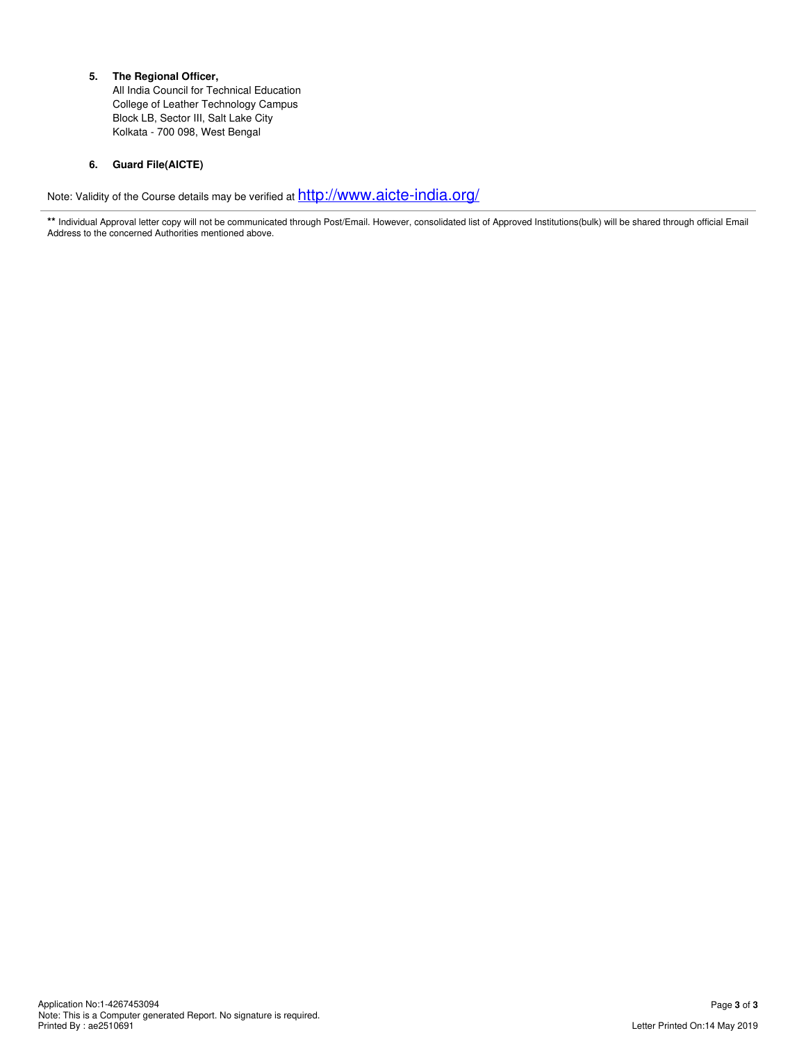5. **The Regional Officer,**
   All India Council for Technical Education
   College of Leather Technology Campus
   Block LB, Sector III, Salt Lake City
   Kolkata - 700 098, West Bengal

6. **Guard File(AICTE)**

Note: Validity of the Course details may be verified at http://www.aicte-india.org/

---

**\*\*** Individual Approval letter copy will not be communicated through Post/Email. However, consolidated list of Approved Institutions(bulk) will be shared through official Email Address to the concerned Authorities mentioned above.

Application No:1-4267453094
Note: This is a Computer generated Report. No signature is required.
Printed By : ae2510691

Letter Printed On:14 May 2019